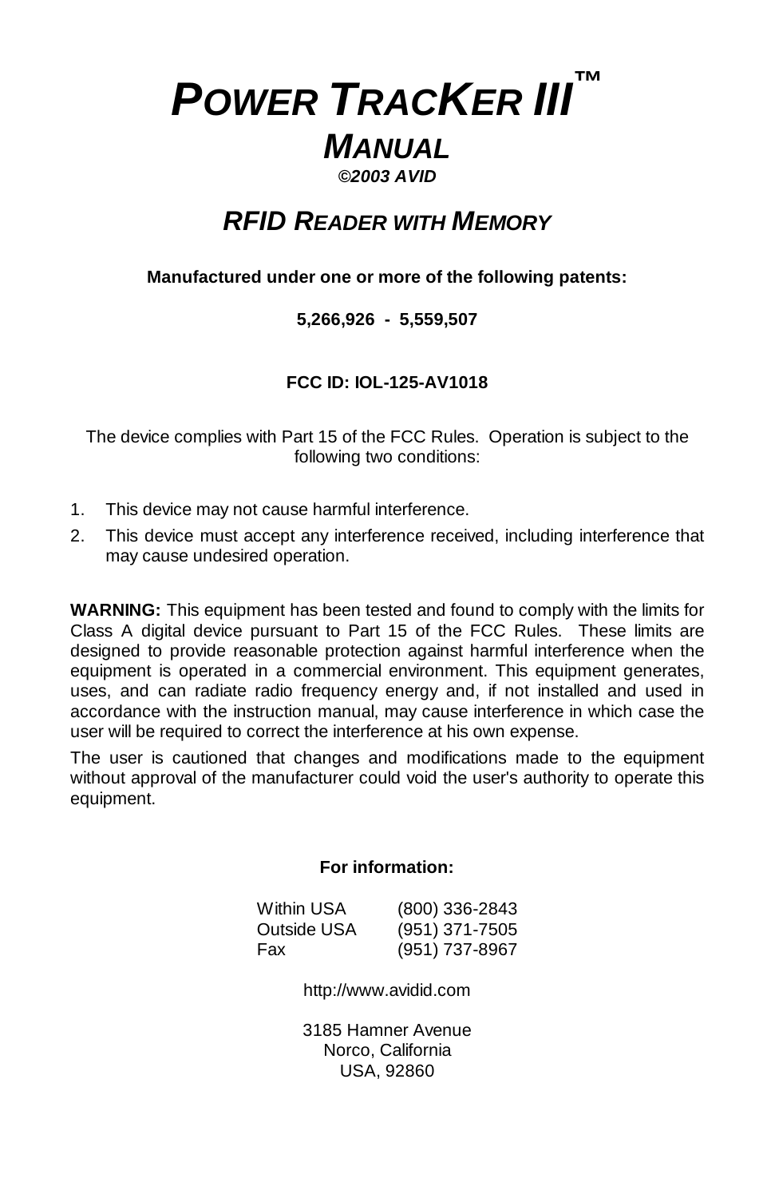# POWER TRACKER III™

## MANUAL

***©2003 AVID***

## *RFID READER WITH MEMORY*

**Manufactured under one or more of the following patents:**

**5,266,926 - 5,559,507**

**FCC ID: IOL-125-AV1018**

The device complies with Part 15 of the FCC Rules. Operation is subject to the following two conditions:

1. This device may not cause harmful interference.
2. This device must accept any interference received, including interference that may cause undesired operation.

**WARNING:** This equipment has been tested and found to comply with the limits for Class A digital device pursuant to Part 15 of the FCC Rules. These limits are designed to provide reasonable protection against harmful interference when the equipment is operated in a commercial environment. This equipment generates, uses, and can radiate radio frequency energy and, if not installed and used in accordance with the instruction manual, may cause interference in which case the user will be required to correct the interference at his own expense.

The user is cautioned that changes and modifications made to the equipment without approval of the manufacturer could void the user's authority to operate this equipment.

**For information:**

| | |
|---|---|
| Within USA | (800) 336-2843 |
| Outside USA | (951) 371-7505 |
| Fax | (951) 737-8967 |

http://www.avidid.com

3185 Hamner Avenue
Norco, California
USA, 92860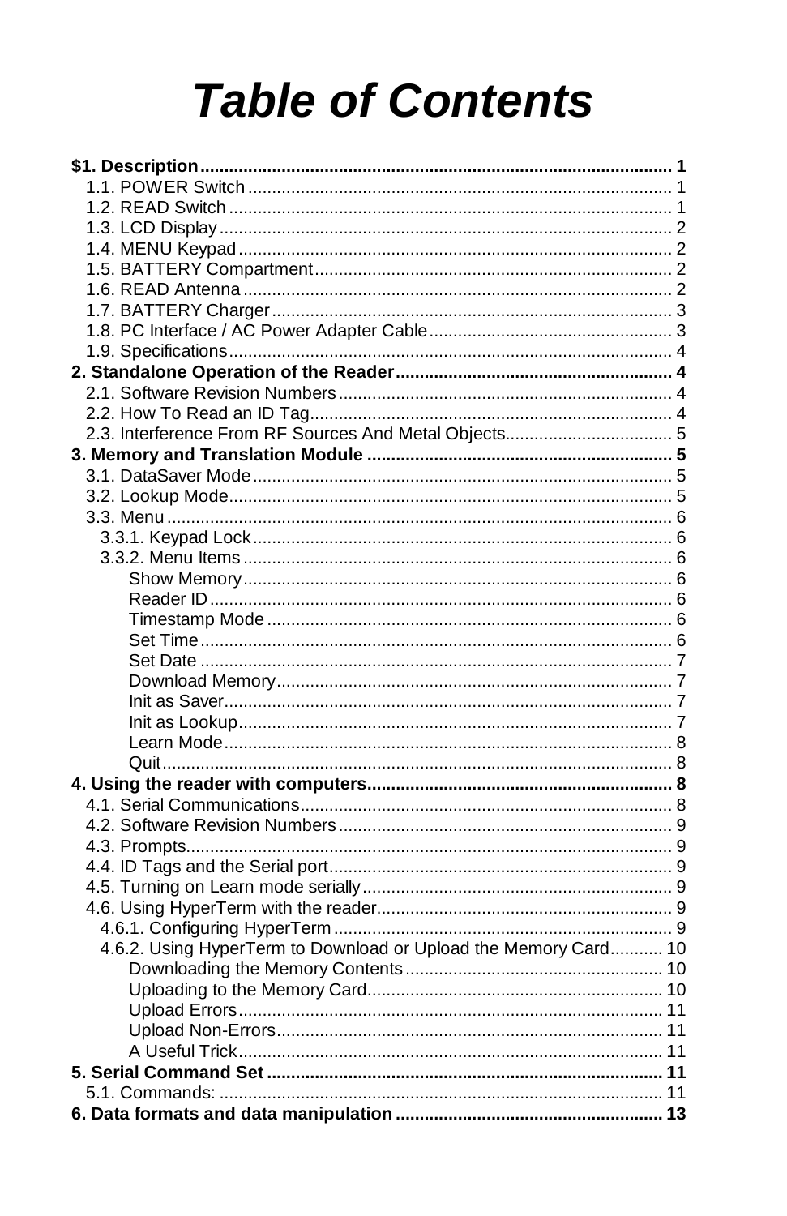# *Table of Contents*

**$1. Description ........................................................................................ 1**

1.1. POWER Switch ........................................................................................ 1
1.2. READ Switch ........................................................................................ 1
1.3. LCD Display ........................................................................................ 2
1.4. MENU Keypad ........................................................................................ 2
1.5. BATTERY Compartment ........................................................................................ 2
1.6. READ Antenna ........................................................................................ 2
1.7. BATTERY Charger ........................................................................................ 3
1.8. PC Interface / AC Power Adapter Cable ........................................................................................ 3
1.9. Specifications ........................................................................................ 4

**2. Standalone Operation of the Reader ........................................................................................ 4**

2.1. Software Revision Numbers ........................................................................................ 4
2.2. How To Read an ID Tag ........................................................................................ 4
2.3. Interference From RF Sources And Metal Objects ........................................................................................ 5

**3. Memory and Translation Module ........................................................................................ 5**

3.1. DataSaver Mode ........................................................................................ 5
3.2. Lookup Mode ........................................................................................ 5
3.3. Menu ........................................................................................ 6
3.3.1. Keypad Lock ........................................................................................ 6
3.3.2. Menu Items ........................................................................................ 6
Show Memory ........................................................................................ 6
Reader ID ........................................................................................ 6
Timestamp Mode ........................................................................................ 6
Set Time ........................................................................................ 6
Set Date ........................................................................................ 7
Download Memory ........................................................................................ 7
Init as Saver ........................................................................................ 7
Init as Lookup ........................................................................................ 7
Learn Mode ........................................................................................ 8
Quit ........................................................................................ 8

**4. Using the reader with computers ........................................................................................ 8**

4.1. Serial Communications ........................................................................................ 8
4.2. Software Revision Numbers ........................................................................................ 9
4.3. Prompts ........................................................................................ 9
4.4. ID Tags and the Serial port ........................................................................................ 9
4.5. Turning on Learn mode serially ........................................................................................ 9
4.6. Using HyperTerm with the reader ........................................................................................ 9
4.6.1. Configuring HyperTerm ........................................................................................ 9
4.6.2. Using HyperTerm to Download or Upload the Memory Card ........................................................................................ 10
Downloading the Memory Contents ........................................................................................ 10
Uploading to the Memory Card ........................................................................................ 10
Upload Errors ........................................................................................ 11
Upload Non-Errors ........................................................................................ 11
A Useful Trick ........................................................................................ 11

**5. Serial Command Set ........................................................................................ 11**

5.1. Commands: ........................................................................................ 11

**6. Data formats and data manipulation ........................................................................................ 13**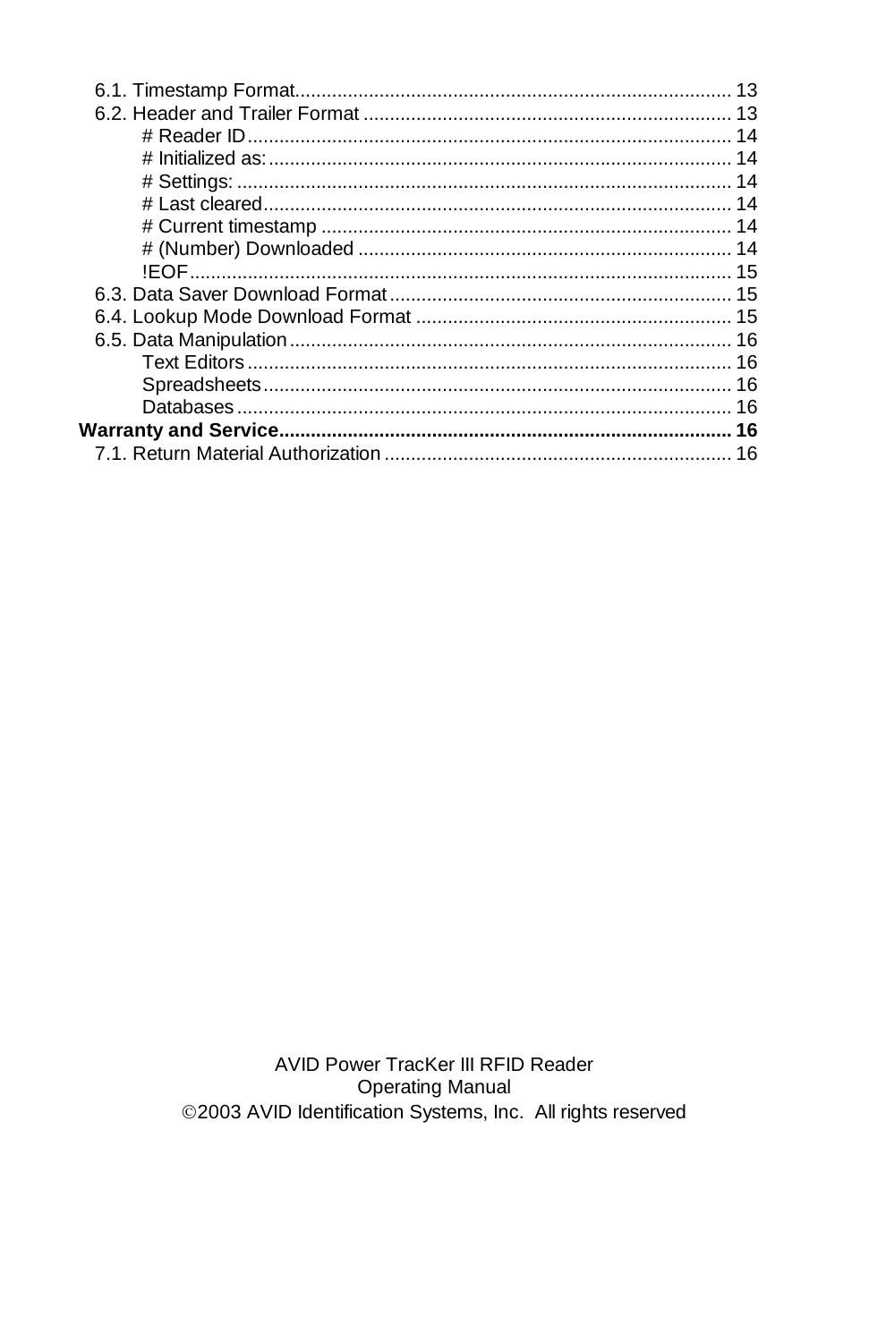6.1. Timestamp Format.................................................................................. 13
6.2. Header and Trailer Format ..................................................................... 13
    # Reader ID........................................................................................... 14
    # Initialized as:....................................................................................... 14
    # Settings: ............................................................................................. 14
    # Last cleared......................................................................................... 14
    # Current timestamp ............................................................................. 14
    # (Number) Downloaded ...................................................................... 14
    !EOF...................................................................................................... 15
6.3. Data Saver Download Format ................................................................ 15
6.4. Lookup Mode Download Format ........................................................... 15
6.5. Data Manipulation ................................................................................... 16
    Text Editors ........................................................................................... 16
    Spreadsheets........................................................................................ 16
    Databases ............................................................................................. 16

**Warranty and Service...................................................................................... 16**

7.1. Return Material Authorization ................................................................. 16

AVID Power TracKer III RFID Reader
Operating Manual
©2003 AVID Identification Systems, Inc. All rights reserved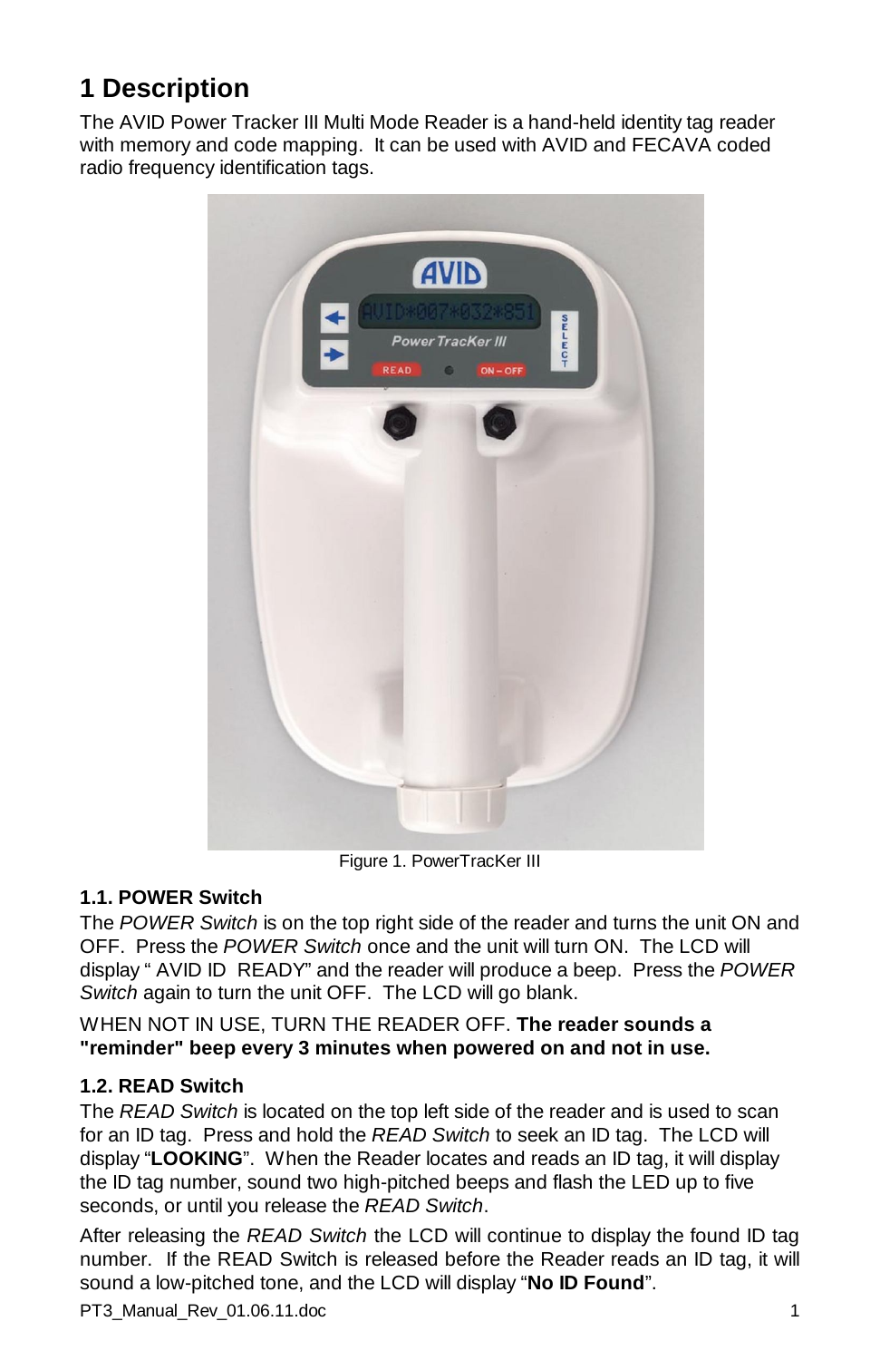# 1 Description

The AVID Power Tracker III Multi Mode Reader is a hand-held identity tag reader with memory and code mapping. It can be used with AVID and FECAVA coded radio frequency identification tags.

Figure 1. PowerTracKer III

### 1.1. POWER Switch

The *POWER Switch* is on the top right side of the reader and turns the unit ON and OFF. Press the *POWER Switch* once and the unit will turn ON. The LCD will display " AVID ID READY" and the reader will produce a beep. Press the *POWER Switch* again to turn the unit OFF. The LCD will go blank.

WHEN NOT IN USE, TURN THE READER OFF. **The reader sounds a "reminder" beep every 3 minutes when powered on and not in use.**

### 1.2. READ Switch

The *READ Switch* is located on the top left side of the reader and is used to scan for an ID tag. Press and hold the *READ Switch* to seek an ID tag. The LCD will display "**LOOKING**". When the Reader locates and reads an ID tag, it will display the ID tag number, sound two high-pitched beeps and flash the LED up to five seconds, or until you release the *READ Switch*.

After releasing the *READ Switch* the LCD will continue to display the found ID tag number. If the READ Switch is released before the Reader reads an ID tag, it will sound a low-pitched tone, and the LCD will display "**No ID Found**".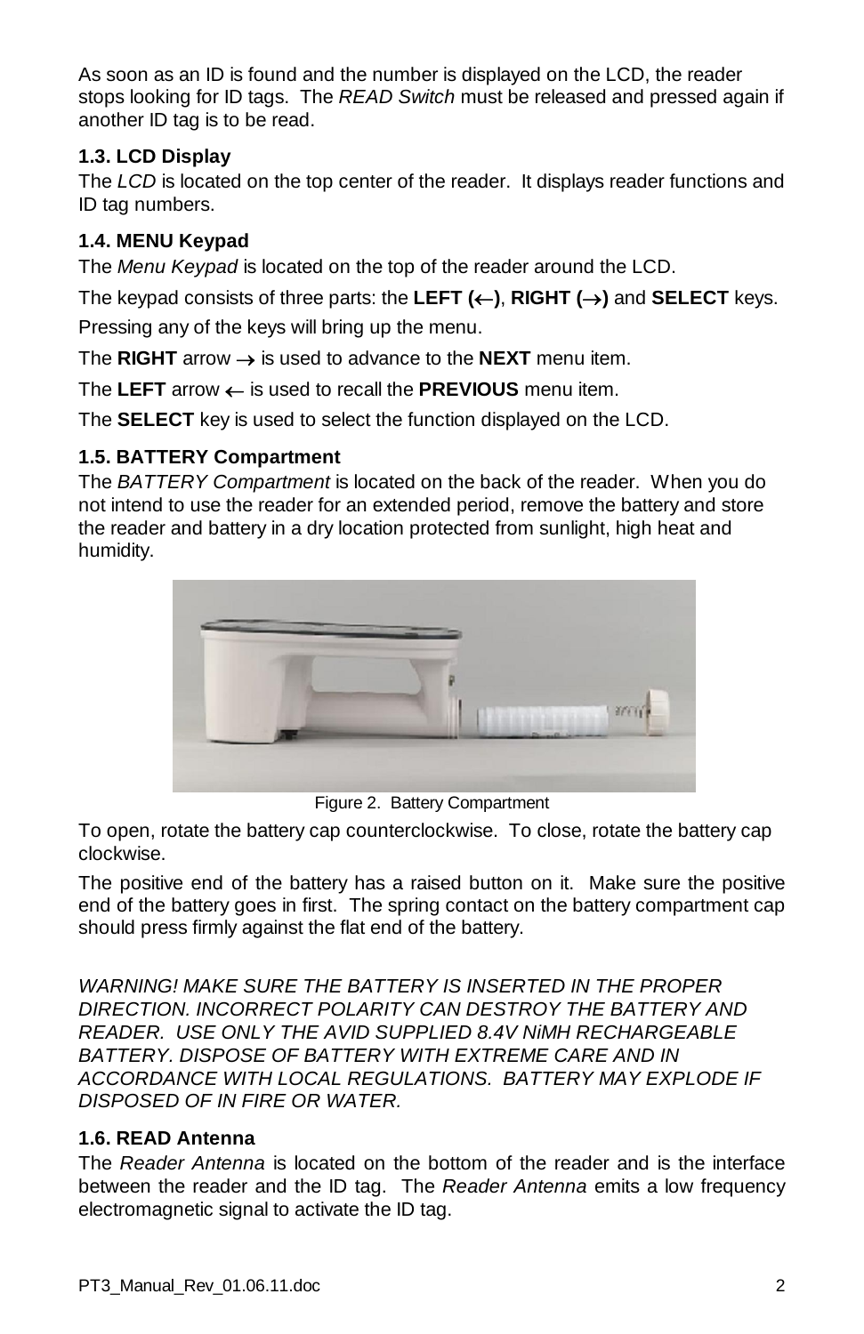As soon as an ID is found and the number is displayed on the LCD, the reader stops looking for ID tags. The *READ Switch* must be released and pressed again if another ID tag is to be read.

### 1.3. LCD Display

The *LCD* is located on the top center of the reader. It displays reader functions and ID tag numbers.

### 1.4. MENU Keypad

The *Menu Keypad* is located on the top of the reader around the LCD.

The keypad consists of three parts: the **LEFT (←)**, **RIGHT (→)** and **SELECT** keys.

Pressing any of the keys will bring up the menu.

The **RIGHT** arrow → is used to advance to the **NEXT** menu item.

The **LEFT** arrow ← is used to recall the **PREVIOUS** menu item.

The **SELECT** key is used to select the function displayed on the LCD.

### 1.5. BATTERY Compartment

The *BATTERY Compartment* is located on the back of the reader. When you do not intend to use the reader for an extended period, remove the battery and store the reader and battery in a dry location protected from sunlight, high heat and humidity.

Figure 2. Battery Compartment

To open, rotate the battery cap counterclockwise. To close, rotate the battery cap clockwise.

The positive end of the battery has a raised button on it. Make sure the positive end of the battery goes in first. The spring contact on the battery compartment cap should press firmly against the flat end of the battery.

*WARNING! MAKE SURE THE BATTERY IS INSERTED IN THE PROPER DIRECTION. INCORRECT POLARITY CAN DESTROY THE BATTERY AND READER. USE ONLY THE AVID SUPPLIED 8.4V NiMH RECHARGEABLE BATTERY. DISPOSE OF BATTERY WITH EXTREME CARE AND IN ACCORDANCE WITH LOCAL REGULATIONS. BATTERY MAY EXPLODE IF DISPOSED OF IN FIRE OR WATER.*

### 1.6. READ Antenna

The *Reader Antenna* is located on the bottom of the reader and is the interface between the reader and the ID tag. The *Reader Antenna* emits a low frequency electromagnetic signal to activate the ID tag.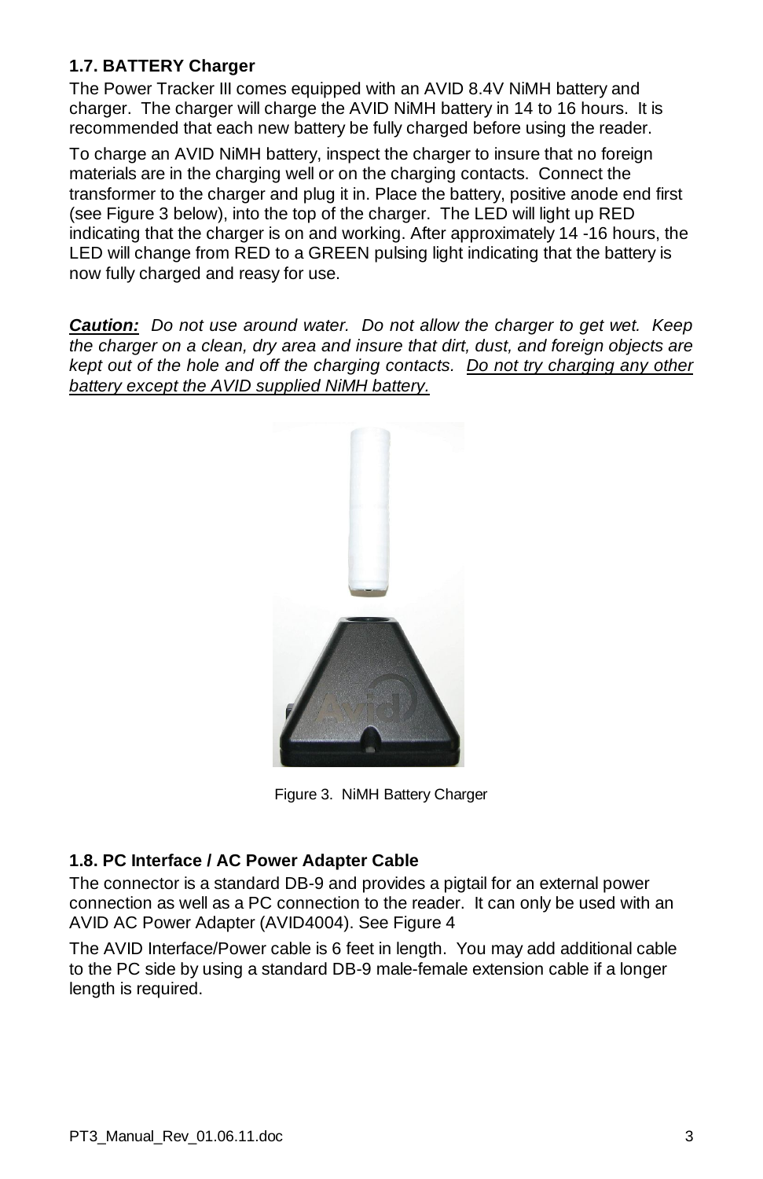### 1.7. BATTERY Charger

The Power Tracker III comes equipped with an AVID 8.4V NiMH battery and charger. The charger will charge the AVID NiMH battery in 14 to 16 hours. It is recommended that each new battery be fully charged before using the reader.

To charge an AVID NiMH battery, inspect the charger to insure that no foreign materials are in the charging well or on the charging contacts. Connect the transformer to the charger and plug it in. Place the battery, positive anode end first (see Figure 3 below), into the top of the charger. The LED will light up RED indicating that the charger is on and working. After approximately 14 -16 hours, the LED will change from RED to a GREEN pulsing light indicating that the battery is now fully charged and reasy for use.

***Caution:*** *Do not use around water. Do not allow the charger to get wet. Keep the charger on a clean, dry area and insure that dirt, dust, and foreign objects are kept out of the hole and off the charging contacts. <u>Do not try charging any other battery except the AVID supplied NiMH battery.</u>*

Figure 3. NiMH Battery Charger

### 1.8. PC Interface / AC Power Adapter Cable

The connector is a standard DB-9 and provides a pigtail for an external power connection as well as a PC connection to the reader. It can only be used with an AVID AC Power Adapter (AVID4004). See Figure 4

The AVID Interface/Power cable is 6 feet in length. You may add additional cable to the PC side by using a standard DB-9 male-female extension cable if a longer length is required.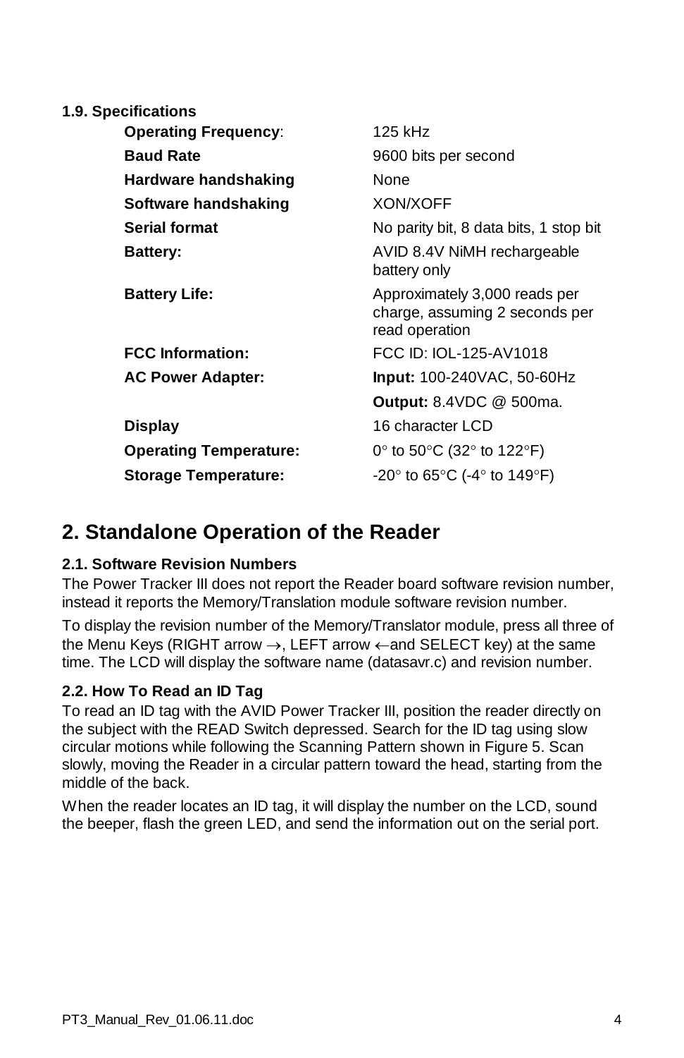### 1.9. Specifications

| | |
|---|---|
| **Operating Frequency**: | 125 kHz |
| **Baud Rate** | 9600 bits per second |
| **Hardware handshaking** | None |
| **Software handshaking** | XON/XOFF |
| **Serial format** | No parity bit, 8 data bits, 1 stop bit |
| **Battery:** | AVID 8.4V NiMH rechargeable battery only |
| **Battery Life:** | Approximately 3,000 reads per charge, assuming 2 seconds per read operation |
| **FCC Information:** | FCC ID: IOL-125-AV1018 |
| **AC Power Adapter:** | **Input:** 100-240VAC, 50-60Hz |
| | **Output:** 8.4VDC @ 500ma. |
| **Display** | 16 character LCD |
| **Operating Temperature:** | 0° to 50°C (32° to 122°F) |
| **Storage Temperature:** | -20° to 65°C (-4° to 149°F) |

## 2. Standalone Operation of the Reader

### 2.1. Software Revision Numbers

The Power Tracker III does not report the Reader board software revision number, instead it reports the Memory/Translation module software revision number.

To display the revision number of the Memory/Translator module, press all three of the Menu Keys (RIGHT arrow →, LEFT arrow ←and SELECT key) at the same time. The LCD will display the software name (datasavr.c) and revision number.

### 2.2. How To Read an ID Tag

To read an ID tag with the AVID Power Tracker III, position the reader directly on the subject with the READ Switch depressed. Search for the ID tag using slow circular motions while following the Scanning Pattern shown in Figure 5. Scan slowly, moving the Reader in a circular pattern toward the head, starting from the middle of the back.

When the reader locates an ID tag, it will display the number on the LCD, sound the beeper, flash the green LED, and send the information out on the serial port.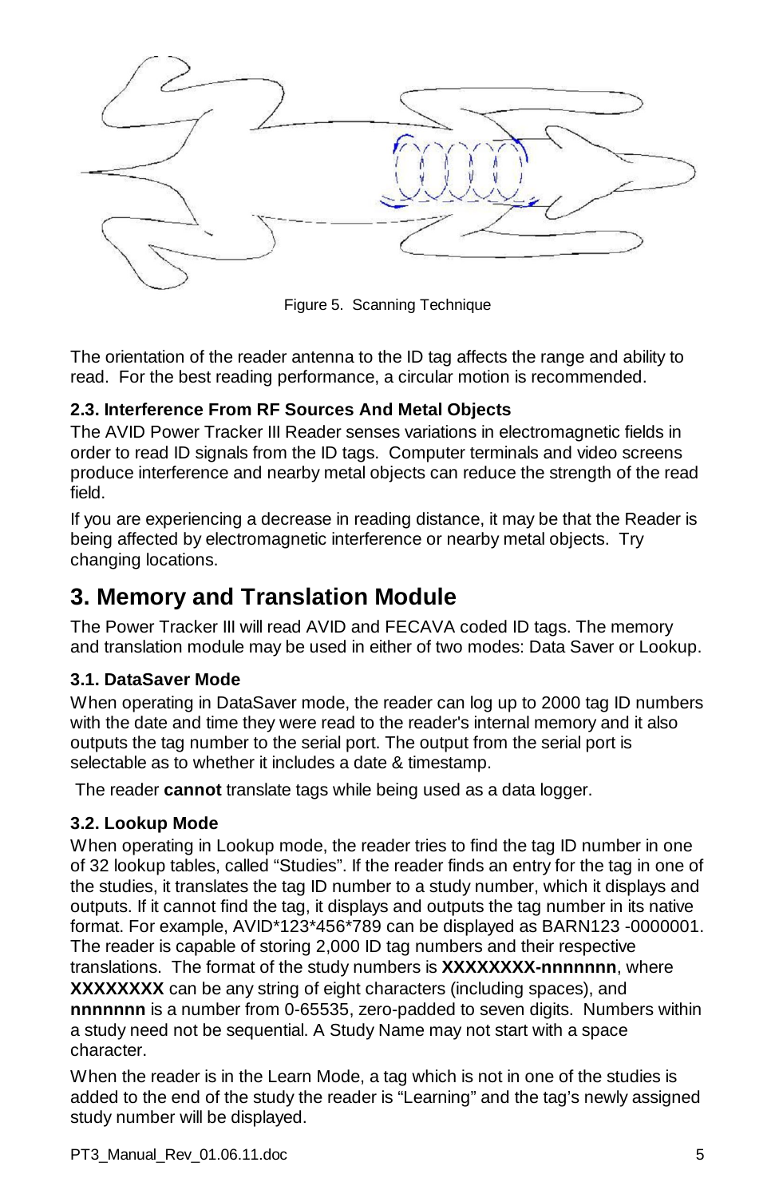Figure 5. Scanning Technique

The orientation of the reader antenna to the ID tag affects the range and ability to read. For the best reading performance, a circular motion is recommended.

### 2.3. Interference From RF Sources And Metal Objects

The AVID Power Tracker III Reader senses variations in electromagnetic fields in order to read ID signals from the ID tags. Computer terminals and video screens produce interference and nearby metal objects can reduce the strength of the read field.

If you are experiencing a decrease in reading distance, it may be that the Reader is being affected by electromagnetic interference or nearby metal objects. Try changing locations.

## 3. Memory and Translation Module

The Power Tracker III will read AVID and FECAVA coded ID tags. The memory and translation module may be used in either of two modes: Data Saver or Lookup.

### 3.1. DataSaver Mode

When operating in DataSaver mode, the reader can log up to 2000 tag ID numbers with the date and time they were read to the reader's internal memory and it also outputs the tag number to the serial port. The output from the serial port is selectable as to whether it includes a date & timestamp.

The reader **cannot** translate tags while being used as a data logger.

### 3.2. Lookup Mode

When operating in Lookup mode, the reader tries to find the tag ID number in one of 32 lookup tables, called "Studies". If the reader finds an entry for the tag in one of the studies, it translates the tag ID number to a study number, which it displays and outputs. If it cannot find the tag, it displays and outputs the tag number in its native format. For example, AVID*123*456*789 can be displayed as BARN123 -0000001. The reader is capable of storing 2,000 ID tag numbers and their respective translations. The format of the study numbers is **XXXXXXXX-nnnnnnn**, where **XXXXXXXX** can be any string of eight characters (including spaces), and **nnnnnnn** is a number from 0-65535, zero-padded to seven digits. Numbers within a study need not be sequential. A Study Name may not start with a space character.

When the reader is in the Learn Mode, a tag which is not in one of the studies is added to the end of the study the reader is "Learning" and the tag's newly assigned study number will be displayed.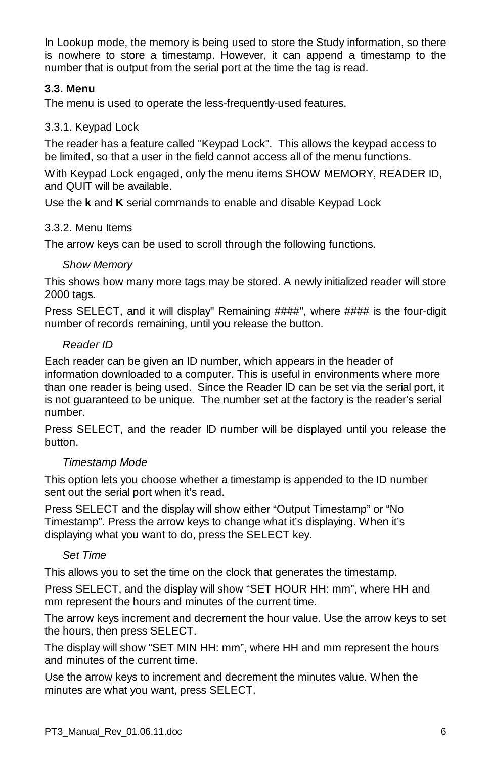In Lookup mode, the memory is being used to store the Study information, so there is nowhere to store a timestamp. However, it can append a timestamp to the number that is output from the serial port at the time the tag is read.

### 3.3. Menu

The menu is used to operate the less-frequently-used features.

#### 3.3.1. Keypad Lock

The reader has a feature called "Keypad Lock". This allows the keypad access to be limited, so that a user in the field cannot access all of the menu functions.

With Keypad Lock engaged, only the menu items SHOW MEMORY, READER ID, and QUIT will be available.

Use the **k** and **K** serial commands to enable and disable Keypad Lock

#### 3.3.2. Menu Items

The arrow keys can be used to scroll through the following functions.

*Show Memory*

This shows how many more tags may be stored. A newly initialized reader will store 2000 tags.

Press SELECT, and it will display" Remaining ####", where #### is the four-digit number of records remaining, until you release the button.

*Reader ID*

Each reader can be given an ID number, which appears in the header of information downloaded to a computer. This is useful in environments where more than one reader is being used. Since the Reader ID can be set via the serial port, it is not guaranteed to be unique. The number set at the factory is the reader's serial number.

Press SELECT, and the reader ID number will be displayed until you release the button.

*Timestamp Mode*

This option lets you choose whether a timestamp is appended to the ID number sent out the serial port when it’s read.

Press SELECT and the display will show either “Output Timestamp” or “No Timestamp”. Press the arrow keys to change what it’s displaying. When it’s displaying what you want to do, press the SELECT key.

*Set Time*

This allows you to set the time on the clock that generates the timestamp.

Press SELECT, and the display will show “SET HOUR HH: mm”, where HH and mm represent the hours and minutes of the current time.

The arrow keys increment and decrement the hour value. Use the arrow keys to set the hours, then press SELECT.

The display will show “SET MIN HH: mm”, where HH and mm represent the hours and minutes of the current time.

Use the arrow keys to increment and decrement the minutes value. When the minutes are what you want, press SELECT.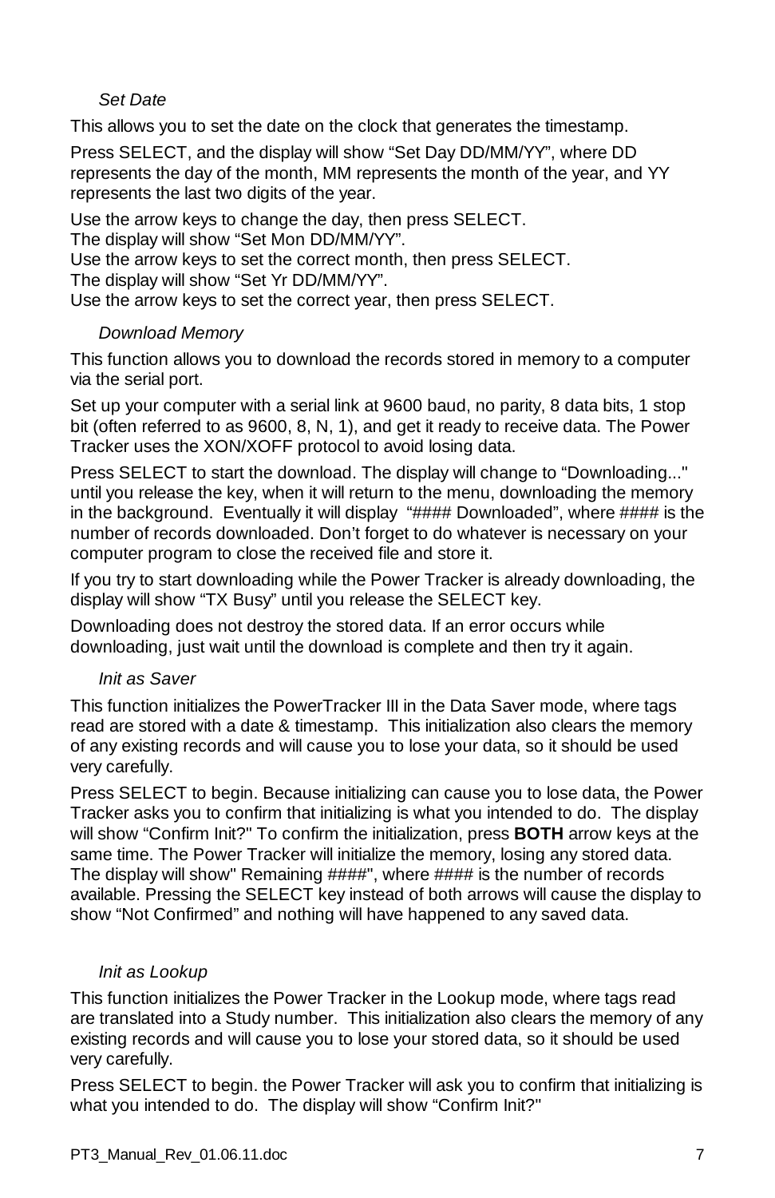*Set Date*

This allows you to set the date on the clock that generates the timestamp.

Press SELECT, and the display will show “Set Day DD/MM/YY”, where DD represents the day of the month, MM represents the month of the year, and YY represents the last two digits of the year.

Use the arrow keys to change the day, then press SELECT.
The display will show “Set Mon DD/MM/YY”.
Use the arrow keys to set the correct month, then press SELECT.
The display will show “Set Yr DD/MM/YY”.
Use the arrow keys to set the correct year, then press SELECT.

*Download Memory*

This function allows you to download the records stored in memory to a computer via the serial port.

Set up your computer with a serial link at 9600 baud, no parity, 8 data bits, 1 stop bit (often referred to as 9600, 8, N, 1), and get it ready to receive data. The Power Tracker uses the XON/XOFF protocol to avoid losing data.

Press SELECT to start the download. The display will change to “Downloading..." until you release the key, when it will return to the menu, downloading the memory in the background. Eventually it will display “#### Downloaded”, where #### is the number of records downloaded. Don’t forget to do whatever is necessary on your computer program to close the received file and store it.

If you try to start downloading while the Power Tracker is already downloading, the display will show “TX Busy” until you release the SELECT key.

Downloading does not destroy the stored data. If an error occurs while downloading, just wait until the download is complete and then try it again.

*Init as Saver*

This function initializes the PowerTracker III in the Data Saver mode, where tags read are stored with a date & timestamp. This initialization also clears the memory of any existing records and will cause you to lose your data, so it should be used very carefully.

Press SELECT to begin. Because initializing can cause you to lose data, the Power Tracker asks you to confirm that initializing is what you intended to do. The display will show “Confirm Init?" To confirm the initialization, press **BOTH** arrow keys at the same time. The Power Tracker will initialize the memory, losing any stored data. The display will show" Remaining ####", where #### is the number of records available. Pressing the SELECT key instead of both arrows will cause the display to show “Not Confirmed” and nothing will have happened to any saved data.

*Init as Lookup*

This function initializes the Power Tracker in the Lookup mode, where tags read are translated into a Study number. This initialization also clears the memory of any existing records and will cause you to lose your stored data, so it should be used very carefully.

Press SELECT to begin. the Power Tracker will ask you to confirm that initializing is what you intended to do. The display will show “Confirm Init?"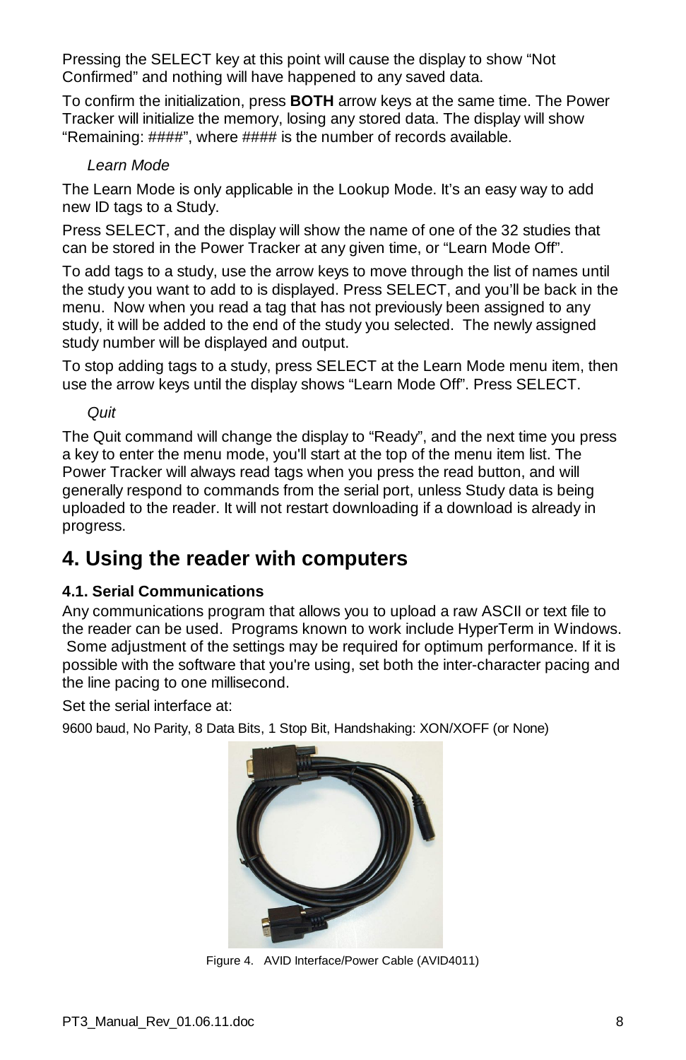Pressing the SELECT key at this point will cause the display to show “Not Confirmed” and nothing will have happened to any saved data.

To confirm the initialization, press **BOTH** arrow keys at the same time. The Power Tracker will initialize the memory, losing any stored data. The display will show “Remaining: ####”, where #### is the number of records available.

*Learn Mode*

The Learn Mode is only applicable in the Lookup Mode. It’s an easy way to add new ID tags to a Study.

Press SELECT, and the display will show the name of one of the 32 studies that can be stored in the Power Tracker at any given time, or “Learn Mode Off”.

To add tags to a study, use the arrow keys to move through the list of names until the study you want to add to is displayed. Press SELECT, and you’ll be back in the menu. Now when you read a tag that has not previously been assigned to any study, it will be added to the end of the study you selected. The newly assigned study number will be displayed and output.

To stop adding tags to a study, press SELECT at the Learn Mode menu item, then use the arrow keys until the display shows “Learn Mode Off”. Press SELECT.

*Quit*

The Quit command will change the display to “Ready”, and the next time you press a key to enter the menu mode, you'll start at the top of the menu item list. The Power Tracker will always read tags when you press the read button, and will generally respond to commands from the serial port, unless Study data is being uploaded to the reader. It will not restart downloading if a download is already in progress.

# 4. Using the reader with computers

### 4.1. Serial Communications

Any communications program that allows you to upload a raw ASCII or text file to the reader can be used. Programs known to work include HyperTerm in Windows. Some adjustment of the settings may be required for optimum performance. If it is possible with the software that you're using, set both the inter-character pacing and the line pacing to one millisecond.

Set the serial interface at:

9600 baud, No Parity, 8 Data Bits, 1 Stop Bit, Handshaking: XON/XOFF (or None)

Figure 4. AVID Interface/Power Cable (AVID4011)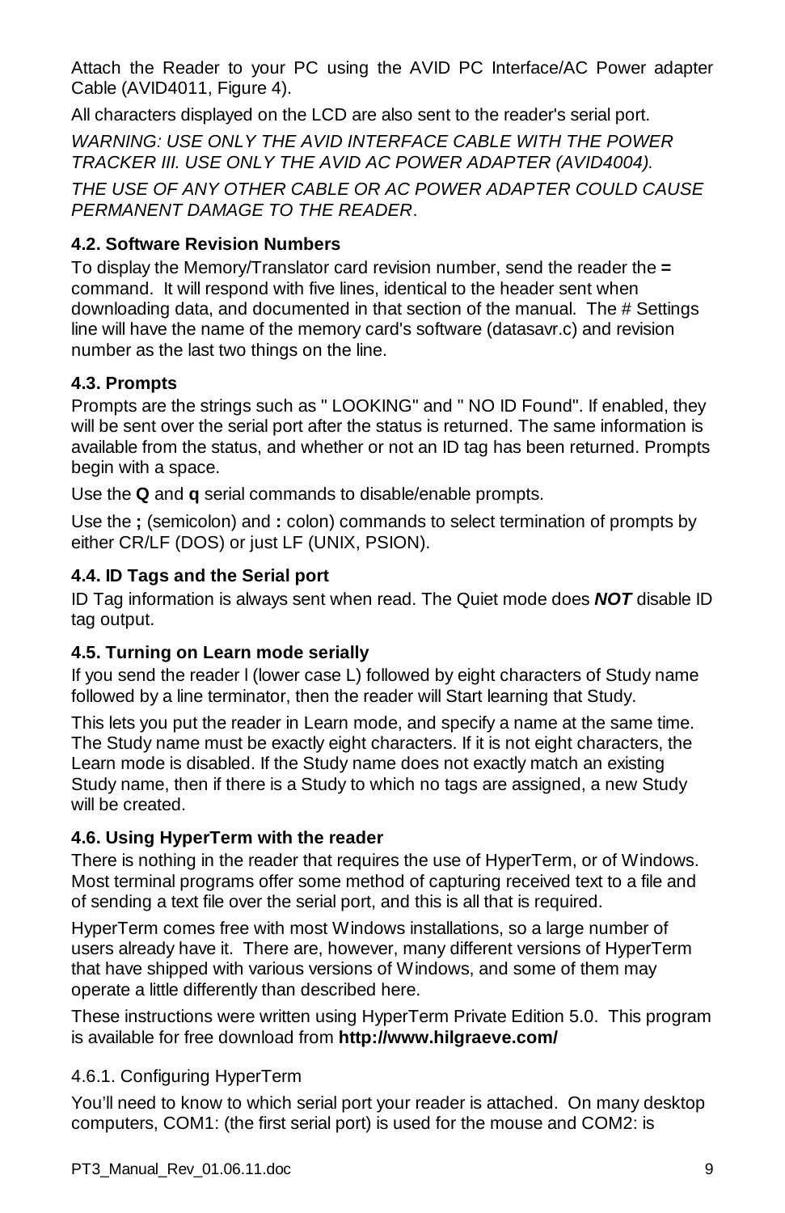Attach the Reader to your PC using the AVID PC Interface/AC Power adapter Cable (AVID4011, Figure 4).

All characters displayed on the LCD are also sent to the reader's serial port.

*WARNING: USE ONLY THE AVID INTERFACE CABLE WITH THE POWER TRACKER III. USE ONLY THE AVID AC POWER ADAPTER (AVID4004).*

*THE USE OF ANY OTHER CABLE OR AC POWER ADAPTER COULD CAUSE PERMANENT DAMAGE TO THE READER*.

### 4.2. Software Revision Numbers

To display the Memory/Translator card revision number, send the reader the **=** command. It will respond with five lines, identical to the header sent when downloading data, and documented in that section of the manual. The # Settings line will have the name of the memory card's software (datasavr.c) and revision number as the last two things on the line.

### 4.3. Prompts

Prompts are the strings such as " LOOKING" and " NO ID Found". If enabled, they will be sent over the serial port after the status is returned. The same information is available from the status, and whether or not an ID tag has been returned. Prompts begin with a space.

Use the **Q** and **q** serial commands to disable/enable prompts.

Use the **;** (semicolon) and **:** colon) commands to select termination of prompts by either CR/LF (DOS) or just LF (UNIX, PSION).

### 4.4. ID Tags and the Serial port

ID Tag information is always sent when read. The Quiet mode does ***NOT*** disable ID tag output.

### 4.5. Turning on Learn mode serially

If you send the reader l (lower case L) followed by eight characters of Study name followed by a line terminator, then the reader will Start learning that Study.

This lets you put the reader in Learn mode, and specify a name at the same time. The Study name must be exactly eight characters. If it is not eight characters, the Learn mode is disabled. If the Study name does not exactly match an existing Study name, then if there is a Study to which no tags are assigned, a new Study will be created.

### 4.6. Using HyperTerm with the reader

There is nothing in the reader that requires the use of HyperTerm, or of Windows. Most terminal programs offer some method of capturing received text to a file and of sending a text file over the serial port, and this is all that is required.

HyperTerm comes free with most Windows installations, so a large number of users already have it. There are, however, many different versions of HyperTerm that have shipped with various versions of Windows, and some of them may operate a little differently than described here.

These instructions were written using HyperTerm Private Edition 5.0. This program is available for free download from **http://www.hilgraeve.com/**

#### 4.6.1. Configuring HyperTerm

You'll need to know to which serial port your reader is attached. On many desktop computers, COM1: (the first serial port) is used for the mouse and COM2: is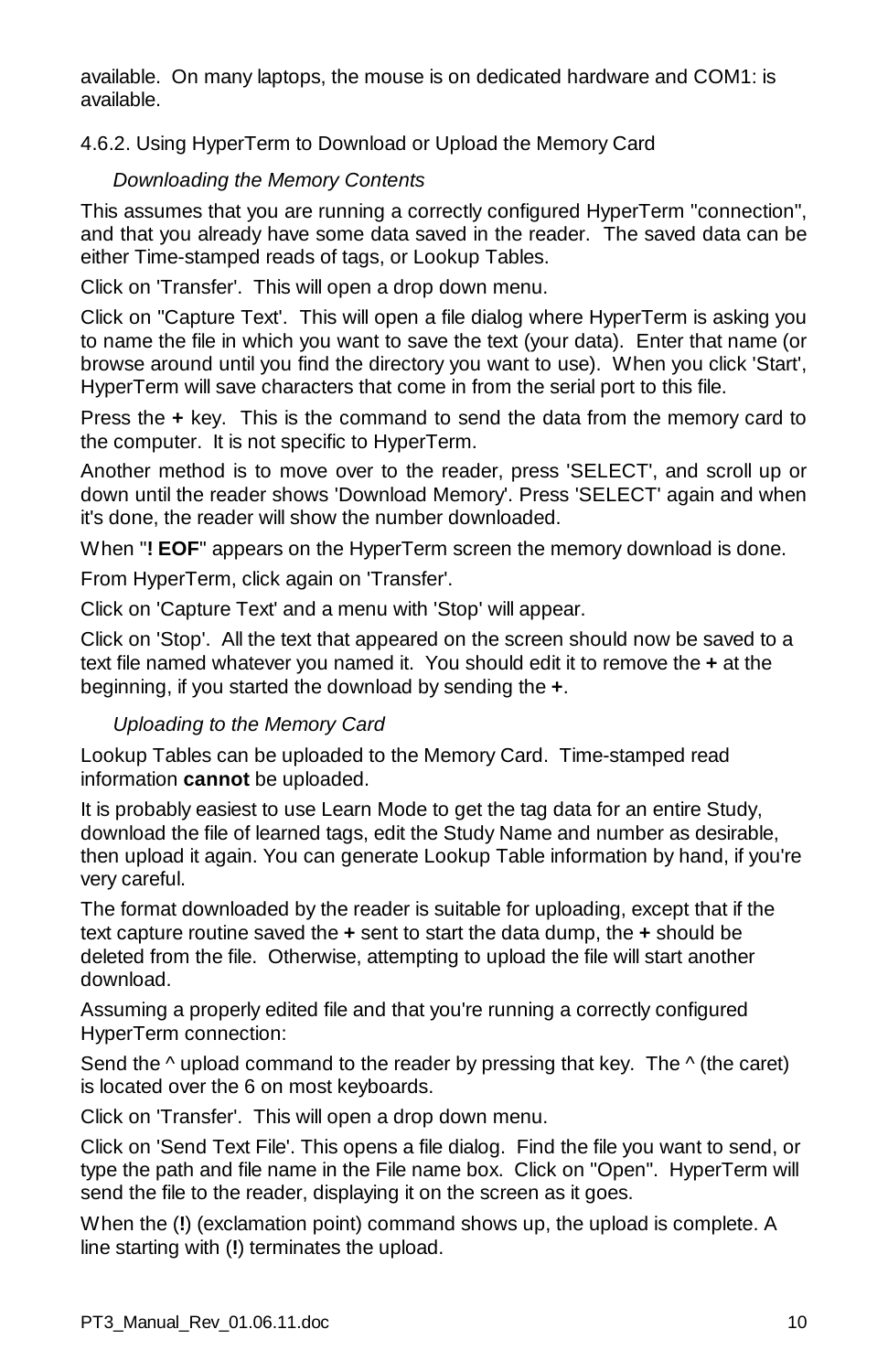available. On many laptops, the mouse is on dedicated hardware and COM1: is available.

### 4.6.2. Using HyperTerm to Download or Upload the Memory Card

*Downloading the Memory Contents*

This assumes that you are running a correctly configured HyperTerm "connection", and that you already have some data saved in the reader. The saved data can be either Time-stamped reads of tags, or Lookup Tables.

Click on 'Transfer'. This will open a drop down menu.

Click on "Capture Text'. This will open a file dialog where HyperTerm is asking you to name the file in which you want to save the text (your data). Enter that name (or browse around until you find the directory you want to use). When you click 'Start', HyperTerm will save characters that come in from the serial port to this file.

Press the **+** key. This is the command to send the data from the memory card to the computer. It is not specific to HyperTerm.

Another method is to move over to the reader, press 'SELECT', and scroll up or down until the reader shows 'Download Memory'. Press 'SELECT' again and when it's done, the reader will show the number downloaded.

When "**! EOF**" appears on the HyperTerm screen the memory download is done.

From HyperTerm, click again on 'Transfer'.

Click on 'Capture Text' and a menu with 'Stop' will appear.

Click on 'Stop'. All the text that appeared on the screen should now be saved to a text file named whatever you named it. You should edit it to remove the **+** at the beginning, if you started the download by sending the **+**.

*Uploading to the Memory Card*

Lookup Tables can be uploaded to the Memory Card. Time-stamped read information **cannot** be uploaded.

It is probably easiest to use Learn Mode to get the tag data for an entire Study, download the file of learned tags, edit the Study Name and number as desirable, then upload it again. You can generate Lookup Table information by hand, if you're very careful.

The format downloaded by the reader is suitable for uploading, except that if the text capture routine saved the **+** sent to start the data dump, the **+** should be deleted from the file. Otherwise, attempting to upload the file will start another download.

Assuming a properly edited file and that you're running a correctly configured HyperTerm connection:

Send the ^ upload command to the reader by pressing that key. The ^ (the caret) is located over the 6 on most keyboards.

Click on 'Transfer'. This will open a drop down menu.

Click on 'Send Text File'. This opens a file dialog. Find the file you want to send, or type the path and file name in the File name box. Click on "Open". HyperTerm will send the file to the reader, displaying it on the screen as it goes.

When the (**!**) (exclamation point) command shows up, the upload is complete. A line starting with (**!**) terminates the upload.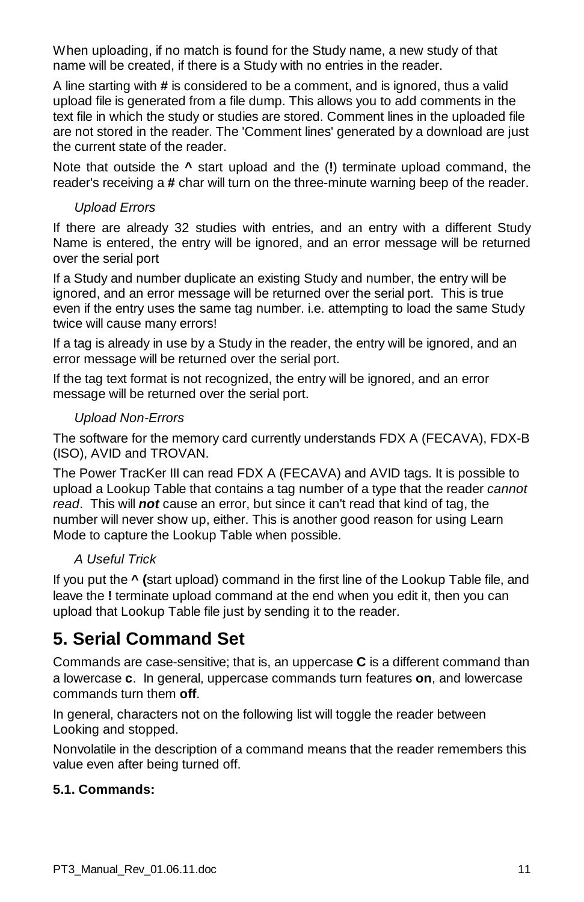When uploading, if no match is found for the Study name, a new study of that name will be created, if there is a Study with no entries in the reader.

A line starting with **#** is considered to be a comment, and is ignored, thus a valid upload file is generated from a file dump. This allows you to add comments in the text file in which the study or studies are stored. Comment lines in the uploaded file are not stored in the reader. The 'Comment lines' generated by a download are just the current state of the reader.

Note that outside the **^** start upload and the (**!**) terminate upload command, the reader's receiving a **#** char will turn on the three-minute warning beep of the reader.

*Upload Errors*

If there are already 32 studies with entries, and an entry with a different Study Name is entered, the entry will be ignored, and an error message will be returned over the serial port

If a Study and number duplicate an existing Study and number, the entry will be ignored, and an error message will be returned over the serial port. This is true even if the entry uses the same tag number. i.e. attempting to load the same Study twice will cause many errors!

If a tag is already in use by a Study in the reader, the entry will be ignored, and an error message will be returned over the serial port.

If the tag text format is not recognized, the entry will be ignored, and an error message will be returned over the serial port.

*Upload Non-Errors*

The software for the memory card currently understands FDX A (FECAVA), FDX-B (ISO), AVID and TROVAN.

The Power TracKer III can read FDX A (FECAVA) and AVID tags. It is possible to upload a Lookup Table that contains a tag number of a type that the reader *cannot read*. This will ***not*** cause an error, but since it can't read that kind of tag, the number will never show up, either. This is another good reason for using Learn Mode to capture the Lookup Table when possible.

*A Useful Trick*

If you put the **^ (**start upload) command in the first line of the Lookup Table file, and leave the **!** terminate upload command at the end when you edit it, then you can upload that Lookup Table file just by sending it to the reader.

# 5. Serial Command Set

Commands are case-sensitive; that is, an uppercase **C** is a different command than a lowercase **c**. In general, uppercase commands turn features **on**, and lowercase commands turn them **off**.

In general, characters not on the following list will toggle the reader between Looking and stopped.

Nonvolatile in the description of a command means that the reader remembers this value even after being turned off.

### 5.1. Commands: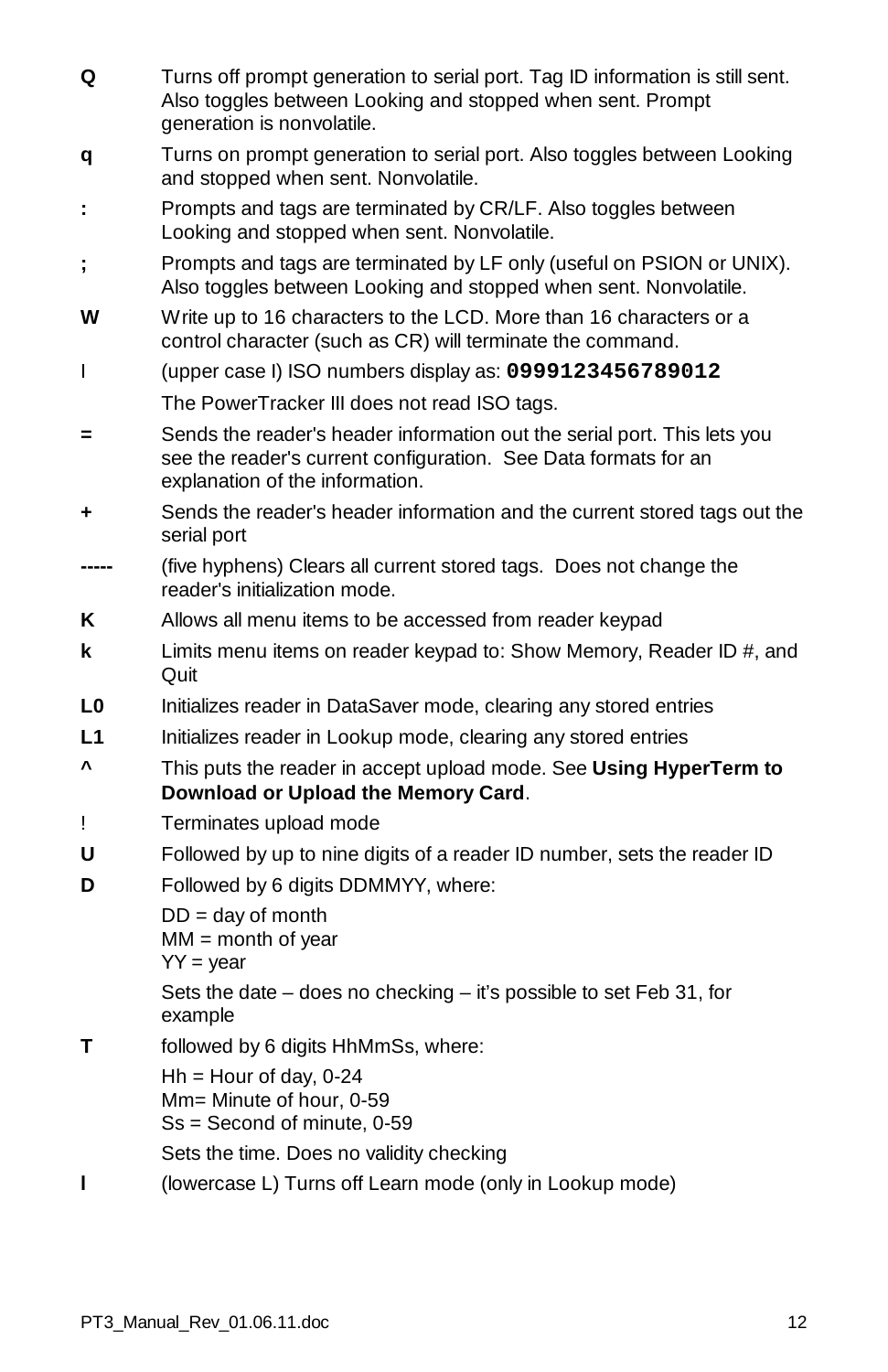**Q** Turns off prompt generation to serial port. Tag ID information is still sent. Also toggles between Looking and stopped when sent. Prompt generation is nonvolatile.

**q** Turns on prompt generation to serial port. Also toggles between Looking and stopped when sent. Nonvolatile.

**:** Prompts and tags are terminated by CR/LF. Also toggles between Looking and stopped when sent. Nonvolatile.

**;** Prompts and tags are terminated by LF only (useful on PSION or UNIX). Also toggles between Looking and stopped when sent. Nonvolatile.

**W** Write up to 16 characters to the LCD. More than 16 characters or a control character (such as CR) will terminate the command.

I (upper case I) ISO numbers display as: **`0999123456789012`**

The PowerTracker III does not read ISO tags.

**=** Sends the reader's header information out the serial port. This lets you see the reader's current configuration. See Data formats for an explanation of the information.

**+** Sends the reader's header information and the current stored tags out the serial port

**-----** (five hyphens) Clears all current stored tags. Does not change the reader's initialization mode.

**K** Allows all menu items to be accessed from reader keypad

**k** Limits menu items on reader keypad to: Show Memory, Reader ID #, and Quit

**L0** Initializes reader in DataSaver mode, clearing any stored entries

**L1** Initializes reader in Lookup mode, clearing any stored entries

**^** This puts the reader in accept upload mode. See **Using HyperTerm to Download or Upload the Memory Card**.

! Terminates upload mode

**U** Followed by up to nine digits of a reader ID number, sets the reader ID

**D** Followed by 6 digits DDMMYY, where:

DD = day of month
MM = month of year
YY = year

Sets the date – does no checking – it's possible to set Feb 31, for example

**T** followed by 6 digits HhMmSs, where:

Hh = Hour of day, 0-24
Mm= Minute of hour, 0-59
Ss = Second of minute, 0-59

Sets the time. Does no validity checking

**l** (lowercase L) Turns off Learn mode (only in Lookup mode)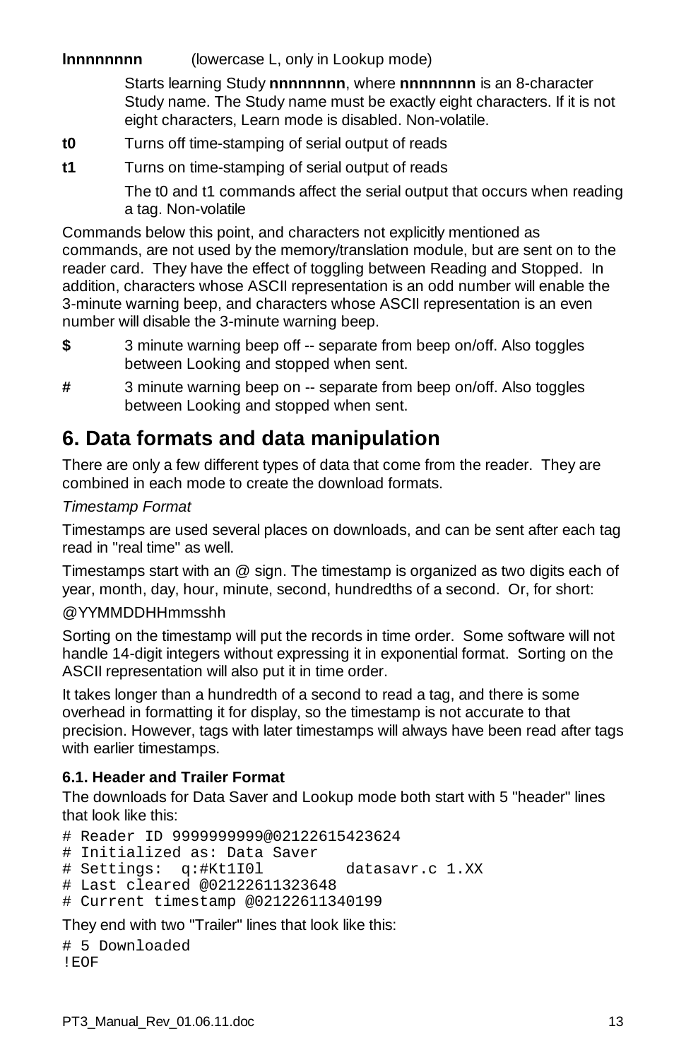**lnnnnnnnn** (lowercase L, only in Lookup mode)

Starts learning Study **nnnnnnnn**, where **nnnnnnnn** is an 8-character Study name. The Study name must be exactly eight characters. If it is not eight characters, Learn mode is disabled. Non-volatile.

**t0** Turns off time-stamping of serial output of reads

**t1** Turns on time-stamping of serial output of reads

The t0 and t1 commands affect the serial output that occurs when reading a tag. Non-volatile

Commands below this point, and characters not explicitly mentioned as commands, are not used by the memory/translation module, but are sent on to the reader card. They have the effect of toggling between Reading and Stopped. In addition, characters whose ASCII representation is an odd number will enable the 3-minute warning beep, and characters whose ASCII representation is an even number will disable the 3-minute warning beep.

**$** 3 minute warning beep off -- separate from beep on/off. Also toggles between Looking and stopped when sent.

**#** 3 minute warning beep on -- separate from beep on/off. Also toggles between Looking and stopped when sent.

## 6. Data formats and data manipulation

There are only a few different types of data that come from the reader. They are combined in each mode to create the download formats.

*Timestamp Format*

Timestamps are used several places on downloads, and can be sent after each tag read in "real time" as well.

Timestamps start with an @ sign. The timestamp is organized as two digits each of year, month, day, hour, minute, second, hundredths of a second. Or, for short:

@YYMMDDHHmmsshh

Sorting on the timestamp will put the records in time order. Some software will not handle 14-digit integers without expressing it in exponential format. Sorting on the ASCII representation will also put it in time order.

It takes longer than a hundredth of a second to read a tag, and there is some overhead in formatting it for display, so the timestamp is not accurate to that precision. However, tags with later timestamps will always have been read after tags with earlier timestamps.

### 6.1. Header and Trailer Format

The downloads for Data Saver and Lookup mode both start with 5 "header" lines that look like this:

```
# Reader ID 9999999999@02122615423624
# Initialized as: Data Saver
# Settings:  q:#Kt1I0l         datasavr.c 1.XX
# Last cleared @02122611323648
# Current timestamp @02122611340199
```

They end with two "Trailer" lines that look like this:

```
# 5 Downloaded
!EOF
```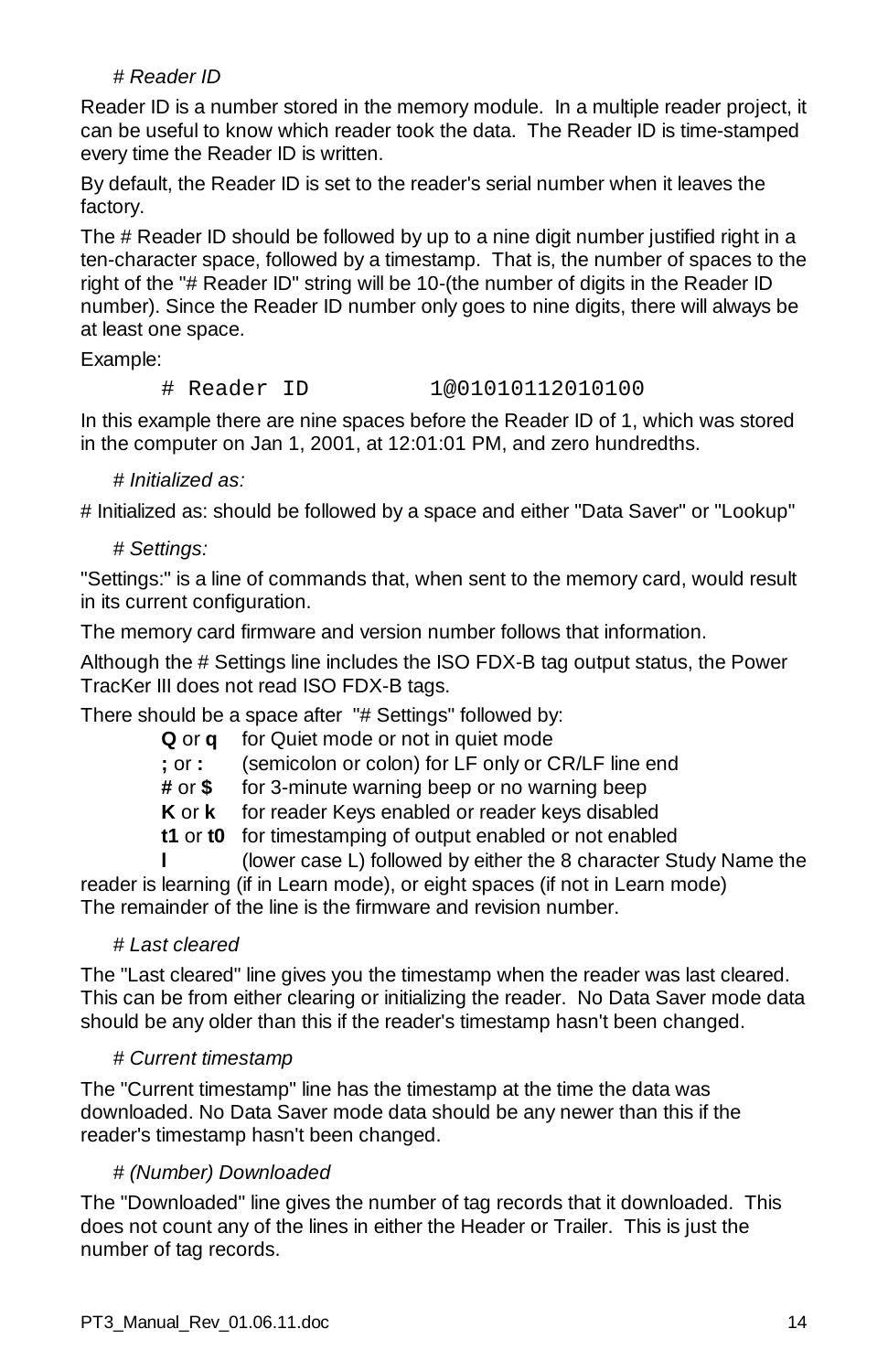### *# Reader ID*

Reader ID is a number stored in the memory module. In a multiple reader project, it can be useful to know which reader took the data. The Reader ID is time-stamped every time the Reader ID is written.

By default, the Reader ID is set to the reader's serial number when it leaves the factory.

The # Reader ID should be followed by up to a nine digit number justified right in a ten-character space, followed by a timestamp. That is, the number of spaces to the right of the "# Reader ID" string will be 10-(the number of digits in the Reader ID number). Since the Reader ID number only goes to nine digits, there will always be at least one space.

Example:

```
# Reader ID          1@01010112010100
```

In this example there are nine spaces before the Reader ID of 1, which was stored in the computer on Jan 1, 2001, at 12:01:01 PM, and zero hundredths.

### *# Initialized as:*

# Initialized as: should be followed by a space and either "Data Saver" or "Lookup"

### *# Settings:*

"Settings:" is a line of commands that, when sent to the memory card, would result in its current configuration.

The memory card firmware and version number follows that information.

Although the # Settings line includes the ISO FDX-B tag output status, the Power TracKer III does not read ISO FDX-B tags.

There should be a space after "# Settings" followed by:

- **Q** or **q** for Quiet mode or not in quiet mode
- **;** or **:** (semicolon or colon) for LF only or CR/LF line end
- **#** or **$** for 3-minute warning beep or no warning beep
- **K** or **k** for reader Keys enabled or reader keys disabled
- **t1** or **t0** for timestamping of output enabled or not enabled
- **l** (lower case L) followed by either the 8 character Study Name the reader is learning (if in Learn mode), or eight spaces (if not in Learn mode)

The remainder of the line is the firmware and revision number.

### *# Last cleared*

The "Last cleared" line gives you the timestamp when the reader was last cleared. This can be from either clearing or initializing the reader. No Data Saver mode data should be any older than this if the reader's timestamp hasn't been changed.

### *# Current timestamp*

The "Current timestamp" line has the timestamp at the time the data was downloaded. No Data Saver mode data should be any newer than this if the reader's timestamp hasn't been changed.

### *# (Number) Downloaded*

The "Downloaded" line gives the number of tag records that it downloaded. This does not count any of the lines in either the Header or Trailer. This is just the number of tag records.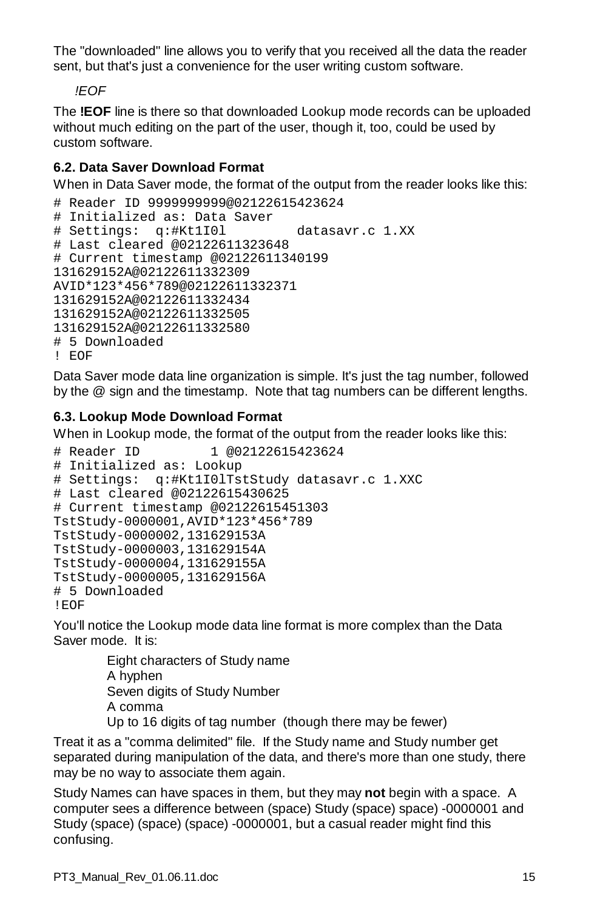The "downloaded" line allows you to verify that you received all the data the reader sent, but that's just a convenience for the user writing custom software.

*!EOF*

The **!EOF** line is there so that downloaded Lookup mode records can be uploaded without much editing on the part of the user, though it, too, could be used by custom software.

### 6.2. Data Saver Download Format

When in Data Saver mode, the format of the output from the reader looks like this:

```
# Reader ID 9999999999@02122615423624
# Initialized as: Data Saver
# Settings:  q:#Kt1I0l         datasavr.c 1.XX
# Last cleared @02122611323648
# Current timestamp @02122611340199
131629152A@02122611332309
AVID*123*456*789@02122611332371
131629152A@02122611332434
131629152A@02122611332505
131629152A@02122611332580
# 5 Downloaded
! EOF
```

Data Saver mode data line organization is simple. It's just the tag number, followed by the @ sign and the timestamp. Note that tag numbers can be different lengths.

### 6.3. Lookup Mode Download Format

When in Lookup mode, the format of the output from the reader looks like this:

```
# Reader ID         1 @02122615423624
# Initialized as: Lookup
# Settings:  q:#Kt1I0lTstStudy datasavr.c 1.XXC
# Last cleared @02122615430625
# Current timestamp @02122615451303
TstStudy-0000001,AVID*123*456*789
TstStudy-0000002,131629153A
TstStudy-0000003,131629154A
TstStudy-0000004,131629155A
TstStudy-0000005,131629156A
# 5 Downloaded
!EOF
```

You'll notice the Lookup mode data line format is more complex than the Data Saver mode. It is:

> Eight characters of Study name
> A hyphen
> Seven digits of Study Number
> A comma
> Up to 16 digits of tag number (though there may be fewer)

Treat it as a "comma delimited" file. If the Study name and Study number get separated during manipulation of the data, and there's more than one study, there may be no way to associate them again.

Study Names can have spaces in them, but they may **not** begin with a space. A computer sees a difference between (space) Study (space) space) -0000001 and Study (space) (space) (space) -0000001, but a casual reader might find this confusing.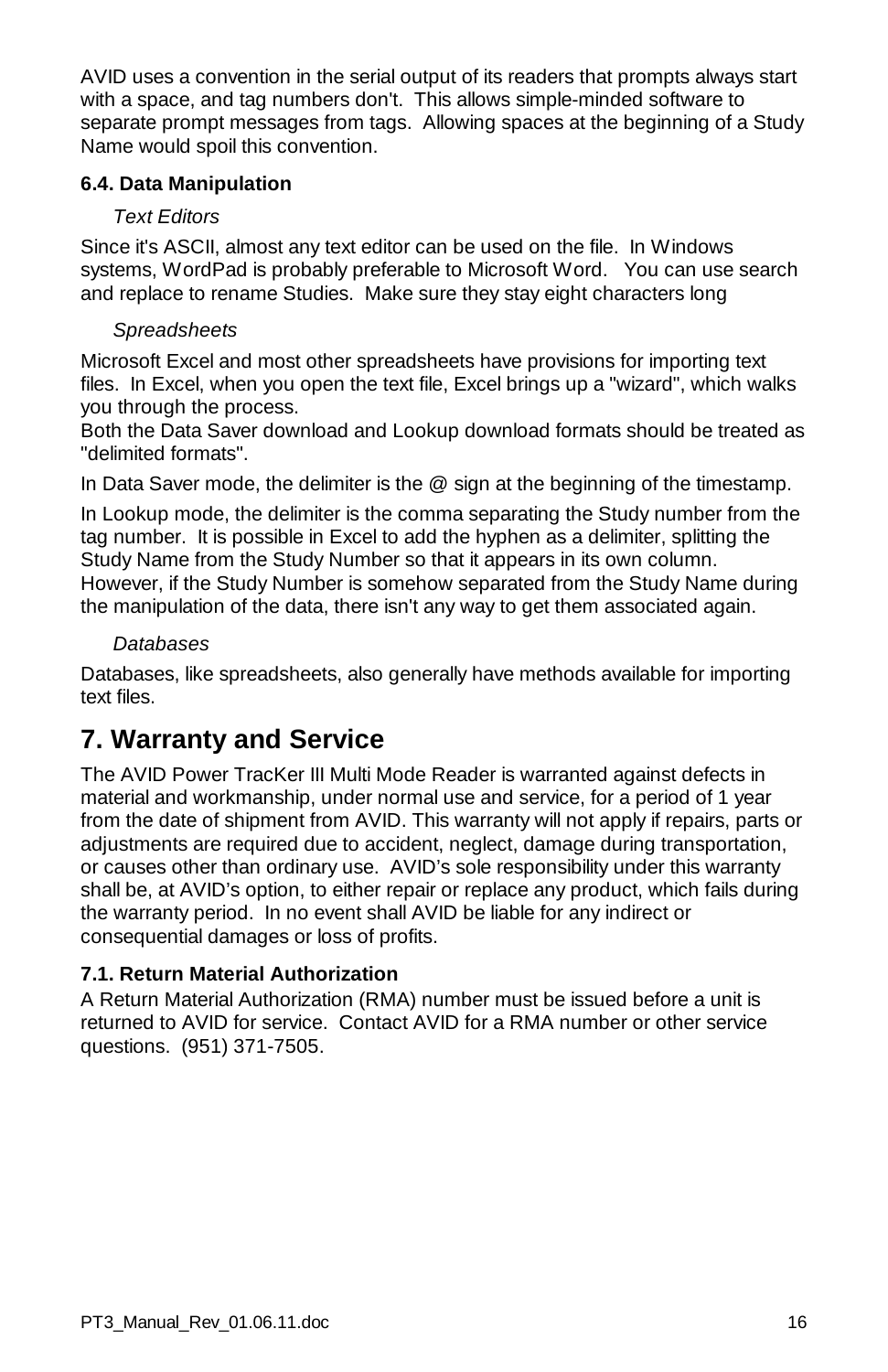AVID uses a convention in the serial output of its readers that prompts always start with a space, and tag numbers don't. This allows simple-minded software to separate prompt messages from tags. Allowing spaces at the beginning of a Study Name would spoil this convention.

### 6.4. Data Manipulation

*Text Editors*

Since it's ASCII, almost any text editor can be used on the file. In Windows systems, WordPad is probably preferable to Microsoft Word. You can use search and replace to rename Studies. Make sure they stay eight characters long

*Spreadsheets*

Microsoft Excel and most other spreadsheets have provisions for importing text files. In Excel, when you open the text file, Excel brings up a "wizard", which walks you through the process.
Both the Data Saver download and Lookup download formats should be treated as "delimited formats".

In Data Saver mode, the delimiter is the @ sign at the beginning of the timestamp.

In Lookup mode, the delimiter is the comma separating the Study number from the tag number. It is possible in Excel to add the hyphen as a delimiter, splitting the Study Name from the Study Number so that it appears in its own column. However, if the Study Number is somehow separated from the Study Name during the manipulation of the data, there isn't any way to get them associated again.

*Databases*

Databases, like spreadsheets, also generally have methods available for importing text files.

## 7. Warranty and Service

The AVID Power TracKer III Multi Mode Reader is warranted against defects in material and workmanship, under normal use and service, for a period of 1 year from the date of shipment from AVID. This warranty will not apply if repairs, parts or adjustments are required due to accident, neglect, damage during transportation, or causes other than ordinary use. AVID's sole responsibility under this warranty shall be, at AVID's option, to either repair or replace any product, which fails during the warranty period. In no event shall AVID be liable for any indirect or consequential damages or loss of profits.

### 7.1. Return Material Authorization

A Return Material Authorization (RMA) number must be issued before a unit is returned to AVID for service. Contact AVID for a RMA number or other service questions. (951) 371-7505.